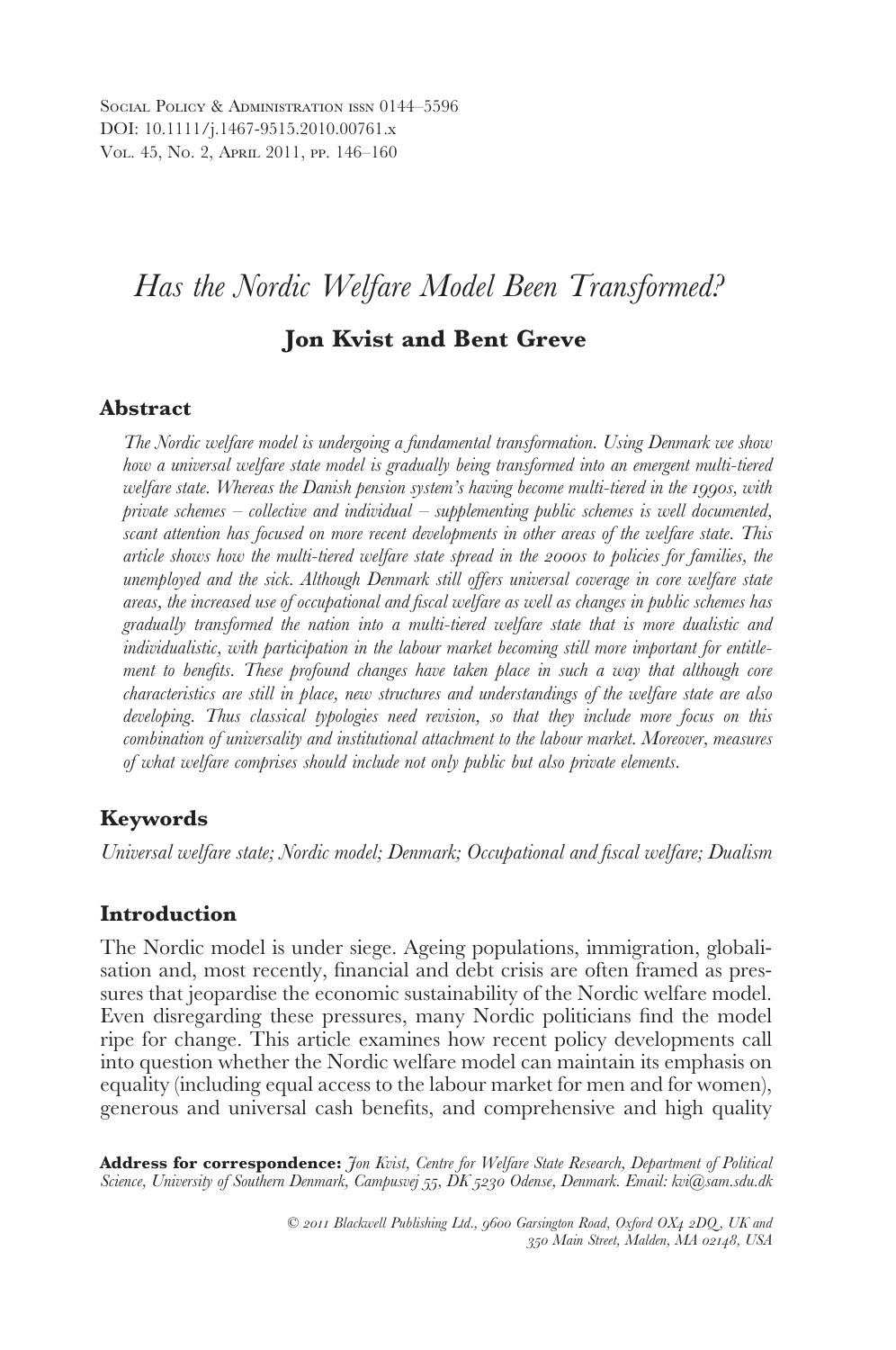# *Has the Nordic Welfare Model Been Transformed?*

**Jon Kvist and Bent Greve**

## Abstract

*The Nordic welfare model is undergoing a fundamental transformation. Using Denmark we show how a universal welfare state model is gradually being transformed into an emergent multi-tiered welfare state. Whereas the Danish pension system's having become multi-tiered in the 1990s, with private schemes – collective and individual – supplementing public schemes is well documented, scant attention has focused on more recent developments in other areas of the welfare state. This article shows how the multi-tiered welfare state spread in the 2000s to policies for families, the unemployed and the sick. Although Denmark still offers universal coverage in core welfare state areas, the increased use of occupational and fiscal welfare as well as changes in public schemes has gradually transformed the nation into a multi-tiered welfare state that is more dualistic and individualistic, with participation in the labour market becoming still more important for entitlement to benefits. These profound changes have taken place in such a way that although core characteristics are still in place, new structures and understandings of the welfare state are also developing. Thus classical typologies need revision, so that they include more focus on this combination of universality and institutional attachment to the labour market. Moreover, measures of what welfare comprises should include not only public but also private elements.*

## Keywords

*Universal welfare state; Nordic model; Denmark; Occupational and fiscal welfare; Dualism*

## Introduction

The Nordic model is under siege. Ageing populations, immigration, globalisation and, most recently, financial and debt crisis are often framed as pressures that jeopardise the economic sustainability of the Nordic welfare model. Even disregarding these pressures, many Nordic politicians find the model ripe for change. This article examines how recent policy developments call into question whether the Nordic welfare model can maintain its emphasis on equality (including equal access to the labour market for men and for women), generous and universal cash benefits, and comprehensive and high quality

**Address for correspondence:** *Jon Kvist, Centre for Welfare State Research, Department of Political Science, University of Southern Denmark, Campusvej 55, DK 5230 Odense, Denmark. Email: kvi@sam.sdu.dk*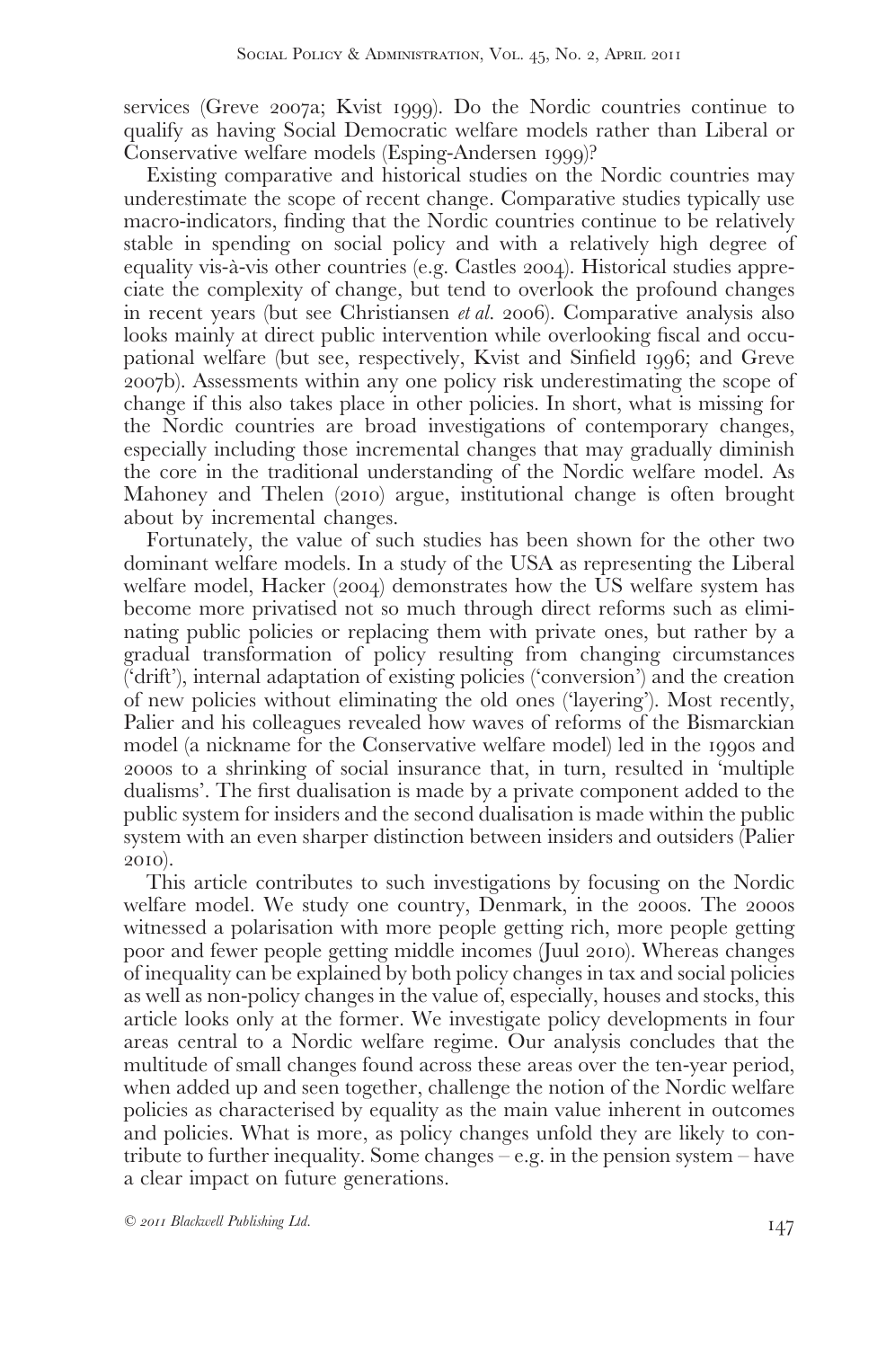services (Greve 2007a; Kvist 1999). Do the Nordic countries continue to qualify as having Social Democratic welfare models rather than Liberal or Conservative welfare models (Esping-Andersen 1999)?

Existing comparative and historical studies on the Nordic countries may underestimate the scope of recent change. Comparative studies typically use macro-indicators, finding that the Nordic countries continue to be relatively stable in spending on social policy and with a relatively high degree of equality vis-à-vis other countries (e.g. Castles 2004). Historical studies appreciate the complexity of change, but tend to overlook the profound changes in recent years (but see Christiansen *et al.* 2006). Comparative analysis also looks mainly at direct public intervention while overlooking fiscal and occupational welfare (but see, respectively, Kvist and Sinfield 1996; and Greve 2007b). Assessments within any one policy risk underestimating the scope of change if this also takes place in other policies. In short, what is missing for the Nordic countries are broad investigations of contemporary changes, especially including those incremental changes that may gradually diminish the core in the traditional understanding of the Nordic welfare model. As Mahoney and Thelen (2010) argue, institutional change is often brought about by incremental changes.

Fortunately, the value of such studies has been shown for the other two dominant welfare models. In a study of the USA as representing the Liberal welfare model, Hacker (2004) demonstrates how the US welfare system has become more privatised not so much through direct reforms such as eliminating public policies or replacing them with private ones, but rather by a gradual transformation of policy resulting from changing circumstances ('drift'), internal adaptation of existing policies ('conversion') and the creation of new policies without eliminating the old ones ('layering'). Most recently, Palier and his colleagues revealed how waves of reforms of the Bismarckian model (a nickname for the Conservative welfare model) led in the 1990s and 2000s to a shrinking of social insurance that, in turn, resulted in 'multiple dualisms'. The first dualisation is made by a private component added to the public system for insiders and the second dualisation is made within the public system with an even sharper distinction between insiders and outsiders (Palier 2010).

This article contributes to such investigations by focusing on the Nordic welfare model. We study one country, Denmark, in the 2000s. The 2000s witnessed a polarisation with more people getting rich, more people getting poor and fewer people getting middle incomes (Juul 2010). Whereas changes of inequality can be explained by both policy changes in tax and social policies as well as non-policy changes in the value of, especially, houses and stocks, this article looks only at the former. We investigate policy developments in four areas central to a Nordic welfare regime. Our analysis concludes that the multitude of small changes found across these areas over the ten-year period, when added up and seen together, challenge the notion of the Nordic welfare policies as characterised by equality as the main value inherent in outcomes and policies. What is more, as policy changes unfold they are likely to contribute to further inequality. Some changes – e.g. in the pension system – have a clear impact on future generations.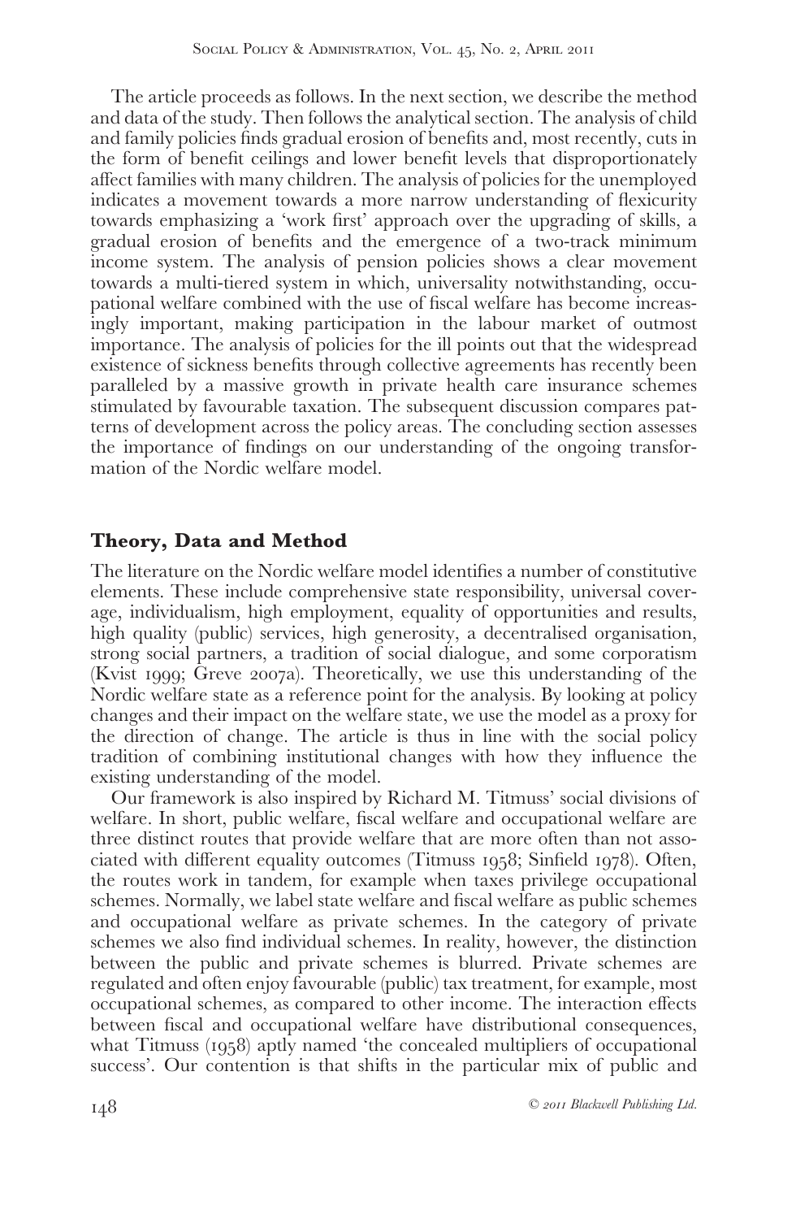The article proceeds as follows. In the next section, we describe the method and data of the study. Then follows the analytical section. The analysis of child and family policies finds gradual erosion of benefits and, most recently, cuts in the form of benefit ceilings and lower benefit levels that disproportionately affect families with many children. The analysis of policies for the unemployed indicates a movement towards a more narrow understanding of flexicurity towards emphasizing a 'work first' approach over the upgrading of skills, a gradual erosion of benefits and the emergence of a two-track minimum income system. The analysis of pension policies shows a clear movement towards a multi-tiered system in which, universality notwithstanding, occupational welfare combined with the use of fiscal welfare has become increasingly important, making participation in the labour market of outmost importance. The analysis of policies for the ill points out that the widespread existence of sickness benefits through collective agreements has recently been paralleled by a massive growth in private health care insurance schemes stimulated by favourable taxation. The subsequent discussion compares patterns of development across the policy areas. The concluding section assesses the importance of findings on our understanding of the ongoing transformation of the Nordic welfare model.

## Theory, Data and Method

The literature on the Nordic welfare model identifies a number of constitutive elements. These include comprehensive state responsibility, universal coverage, individualism, high employment, equality of opportunities and results, high quality (public) services, high generosity, a decentralised organisation, strong social partners, a tradition of social dialogue, and some corporatism (Kvist 1999; Greve 2007a). Theoretically, we use this understanding of the Nordic welfare state as a reference point for the analysis. By looking at policy changes and their impact on the welfare state, we use the model as a proxy for the direction of change. The article is thus in line with the social policy tradition of combining institutional changes with how they influence the existing understanding of the model.

Our framework is also inspired by Richard M. Titmuss' social divisions of welfare. In short, public welfare, fiscal welfare and occupational welfare are three distinct routes that provide welfare that are more often than not associated with different equality outcomes (Titmuss 1958; Sinfield 1978). Often, the routes work in tandem, for example when taxes privilege occupational schemes. Normally, we label state welfare and fiscal welfare as public schemes and occupational welfare as private schemes. In the category of private schemes we also find individual schemes. In reality, however, the distinction between the public and private schemes is blurred. Private schemes are regulated and often enjoy favourable (public) tax treatment, for example, most occupational schemes, as compared to other income. The interaction effects between fiscal and occupational welfare have distributional consequences, what Titmuss (1958) aptly named 'the concealed multipliers of occupational success'. Our contention is that shifts in the particular mix of public and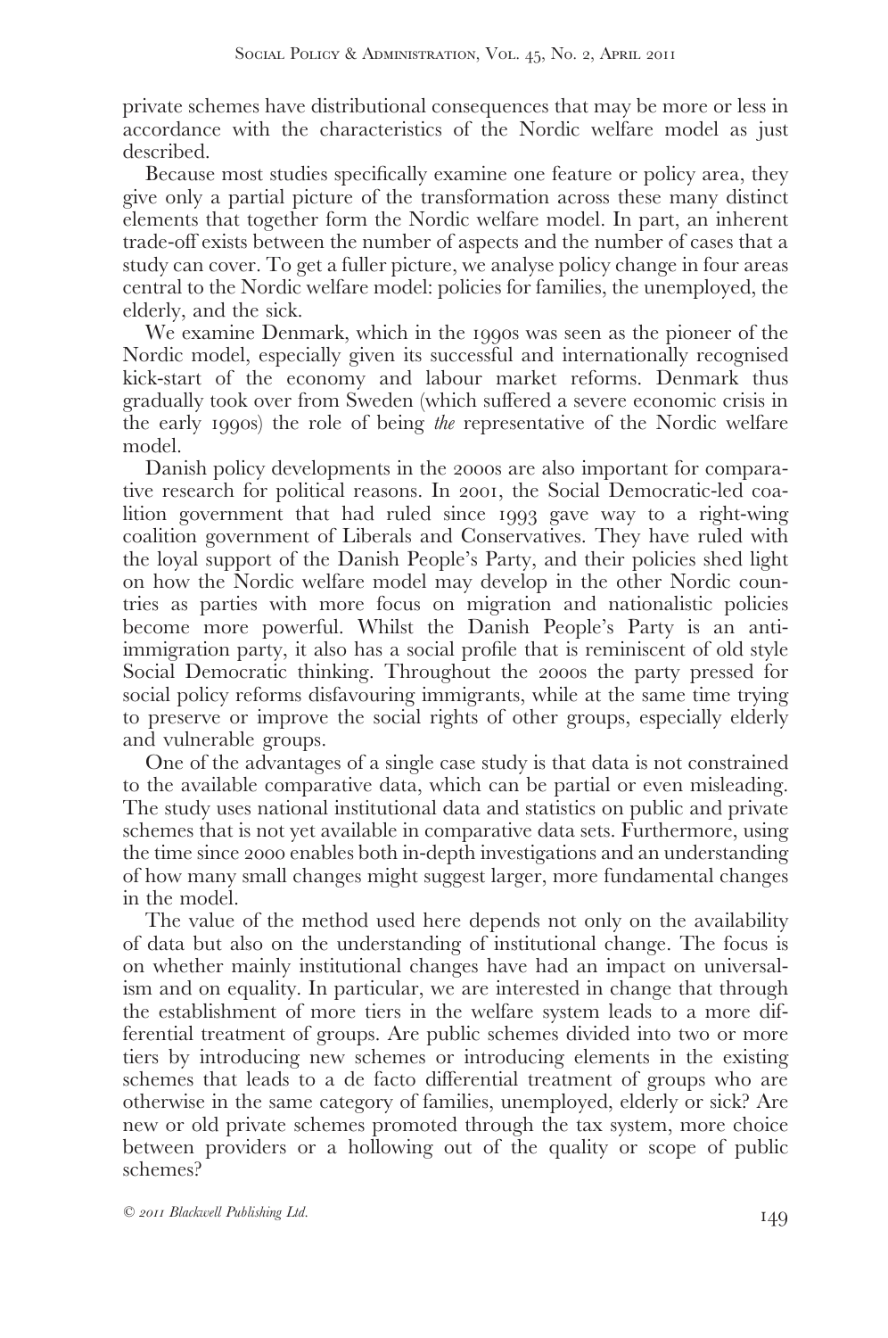private schemes have distributional consequences that may be more or less in accordance with the characteristics of the Nordic welfare model as just described.

Because most studies specifically examine one feature or policy area, they give only a partial picture of the transformation across these many distinct elements that together form the Nordic welfare model. In part, an inherent trade-off exists between the number of aspects and the number of cases that a study can cover. To get a fuller picture, we analyse policy change in four areas central to the Nordic welfare model: policies for families, the unemployed, the elderly, and the sick.

We examine Denmark, which in the 1990s was seen as the pioneer of the Nordic model, especially given its successful and internationally recognised kick-start of the economy and labour market reforms. Denmark thus gradually took over from Sweden (which suffered a severe economic crisis in the early 1990s) the role of being *the* representative of the Nordic welfare model.

Danish policy developments in the 2000s are also important for comparative research for political reasons. In 2001, the Social Democratic-led coalition government that had ruled since 1993 gave way to a right-wing coalition government of Liberals and Conservatives. They have ruled with the loyal support of the Danish People's Party, and their policies shed light on how the Nordic welfare model may develop in the other Nordic countries as parties with more focus on migration and nationalistic policies become more powerful. Whilst the Danish People's Party is an anti-immigration party, it also has a social profile that is reminiscent of old style Social Democratic thinking. Throughout the 2000s the party pressed for social policy reforms disfavouring immigrants, while at the same time trying to preserve or improve the social rights of other groups, especially elderly and vulnerable groups.

One of the advantages of a single case study is that data is not constrained to the available comparative data, which can be partial or even misleading. The study uses national institutional data and statistics on public and private schemes that is not yet available in comparative data sets. Furthermore, using the time since 2000 enables both in-depth investigations and an understanding of how many small changes might suggest larger, more fundamental changes in the model.

The value of the method used here depends not only on the availability of data but also on the understanding of institutional change. The focus is on whether mainly institutional changes have had an impact on universalism and on equality. In particular, we are interested in change that through the establishment of more tiers in the welfare system leads to a more differential treatment of groups. Are public schemes divided into two or more tiers by introducing new schemes or introducing elements in the existing schemes that leads to a de facto differential treatment of groups who are otherwise in the same category of families, unemployed, elderly or sick? Are new or old private schemes promoted through the tax system, more choice between providers or a hollowing out of the quality or scope of public schemes?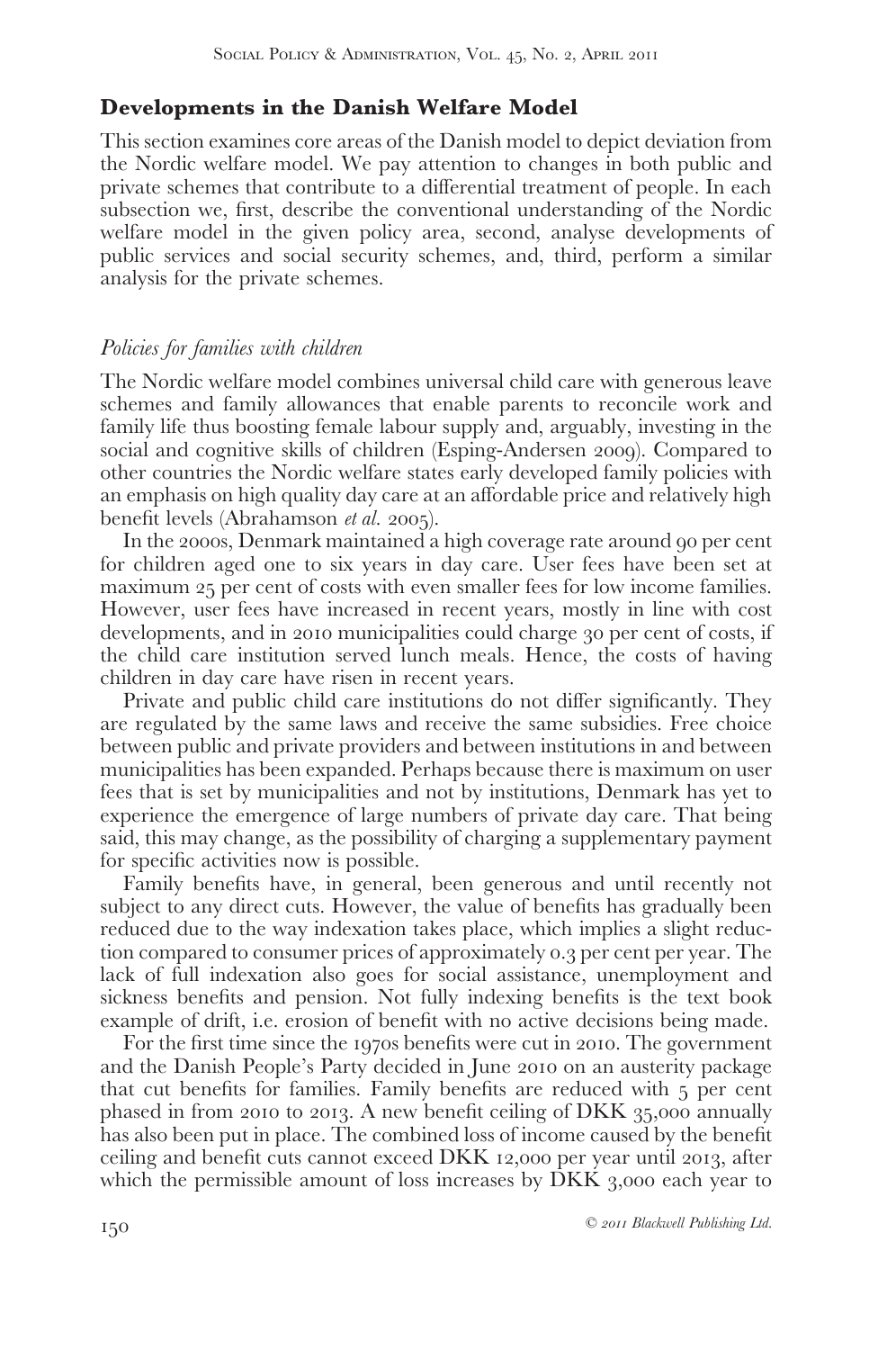## Developments in the Danish Welfare Model

This section examines core areas of the Danish model to depict deviation from the Nordic welfare model. We pay attention to changes in both public and private schemes that contribute to a differential treatment of people. In each subsection we, first, describe the conventional understanding of the Nordic welfare model in the given policy area, second, analyse developments of public services and social security schemes, and, third, perform a similar analysis for the private schemes.

### *Policies for families with children*

The Nordic welfare model combines universal child care with generous leave schemes and family allowances that enable parents to reconcile work and family life thus boosting female labour supply and, arguably, investing in the social and cognitive skills of children (Esping-Andersen 2009). Compared to other countries the Nordic welfare states early developed family policies with an emphasis on high quality day care at an affordable price and relatively high benefit levels (Abrahamson *et al.* 2005).

In the 2000s, Denmark maintained a high coverage rate around 90 per cent for children aged one to six years in day care. User fees have been set at maximum 25 per cent of costs with even smaller fees for low income families. However, user fees have increased in recent years, mostly in line with cost developments, and in 2010 municipalities could charge 30 per cent of costs, if the child care institution served lunch meals. Hence, the costs of having children in day care have risen in recent years.

Private and public child care institutions do not differ significantly. They are regulated by the same laws and receive the same subsidies. Free choice between public and private providers and between institutions in and between municipalities has been expanded. Perhaps because there is maximum on user fees that is set by municipalities and not by institutions, Denmark has yet to experience the emergence of large numbers of private day care. That being said, this may change, as the possibility of charging a supplementary payment for specific activities now is possible.

Family benefits have, in general, been generous and until recently not subject to any direct cuts. However, the value of benefits has gradually been reduced due to the way indexation takes place, which implies a slight reduction compared to consumer prices of approximately 0.3 per cent per year. The lack of full indexation also goes for social assistance, unemployment and sickness benefits and pension. Not fully indexing benefits is the text book example of drift, i.e. erosion of benefit with no active decisions being made.

For the first time since the 1970s benefits were cut in 2010. The government and the Danish People's Party decided in June 2010 on an austerity package that cut benefits for families. Family benefits are reduced with 5 per cent phased in from 2010 to 2013. A new benefit ceiling of DKK 35,000 annually has also been put in place. The combined loss of income caused by the benefit ceiling and benefit cuts cannot exceed DKK 12,000 per year until 2013, after which the permissible amount of loss increases by DKK 3,000 each year to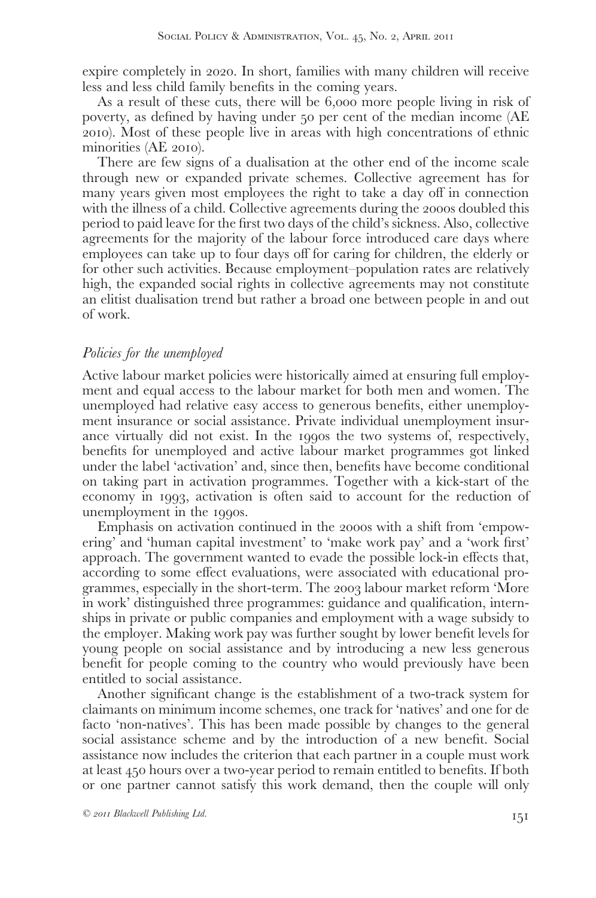expire completely in 2020. In short, families with many children will receive less and less child family benefits in the coming years.

As a result of these cuts, there will be 6,000 more people living in risk of poverty, as defined by having under 50 per cent of the median income (AE 2010). Most of these people live in areas with high concentrations of ethnic minorities (AE 2010).

There are few signs of a dualisation at the other end of the income scale through new or expanded private schemes. Collective agreement has for many years given most employees the right to take a day off in connection with the illness of a child. Collective agreements during the 2000s doubled this period to paid leave for the first two days of the child's sickness. Also, collective agreements for the majority of the labour force introduced care days where employees can take up to four days off for caring for children, the elderly or for other such activities. Because employment–population rates are relatively high, the expanded social rights in collective agreements may not constitute an elitist dualisation trend but rather a broad one between people in and out of work.

### *Policies for the unemployed*

Active labour market policies were historically aimed at ensuring full employment and equal access to the labour market for both men and women. The unemployed had relative easy access to generous benefits, either unemployment insurance or social assistance. Private individual unemployment insurance virtually did not exist. In the 1990s the two systems of, respectively, benefits for unemployed and active labour market programmes got linked under the label 'activation' and, since then, benefits have become conditional on taking part in activation programmes. Together with a kick-start of the economy in 1993, activation is often said to account for the reduction of unemployment in the 1990s.

Emphasis on activation continued in the 2000s with a shift from 'empowering' and 'human capital investment' to 'make work pay' and a 'work first' approach. The government wanted to evade the possible lock-in effects that, according to some effect evaluations, were associated with educational programmes, especially in the short-term. The 2003 labour market reform 'More in work' distinguished three programmes: guidance and qualification, internships in private or public companies and employment with a wage subsidy to the employer. Making work pay was further sought by lower benefit levels for young people on social assistance and by introducing a new less generous benefit for people coming to the country who would previously have been entitled to social assistance.

Another significant change is the establishment of a two-track system for claimants on minimum income schemes, one track for 'natives' and one for de facto 'non-natives'. This has been made possible by changes to the general social assistance scheme and by the introduction of a new benefit. Social assistance now includes the criterion that each partner in a couple must work at least 450 hours over a two-year period to remain entitled to benefits. If both or one partner cannot satisfy this work demand, then the couple will only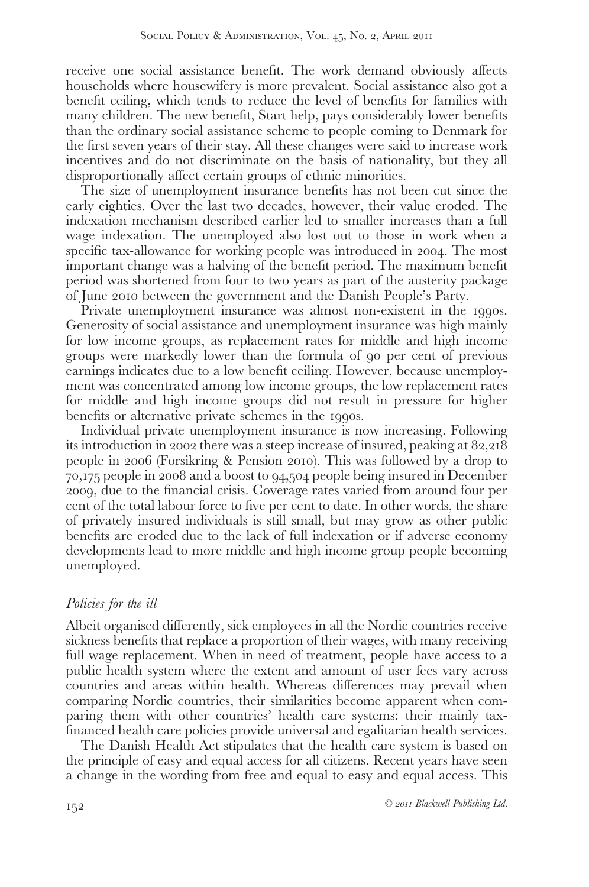receive one social assistance benefit. The work demand obviously affects households where housewifery is more prevalent. Social assistance also got a benefit ceiling, which tends to reduce the level of benefits for families with many children. The new benefit, Start help, pays considerably lower benefits than the ordinary social assistance scheme to people coming to Denmark for the first seven years of their stay. All these changes were said to increase work incentives and do not discriminate on the basis of nationality, but they all disproportionally affect certain groups of ethnic minorities.

The size of unemployment insurance benefits has not been cut since the early eighties. Over the last two decades, however, their value eroded. The indexation mechanism described earlier led to smaller increases than a full wage indexation. The unemployed also lost out to those in work when a specific tax-allowance for working people was introduced in 2004. The most important change was a halving of the benefit period. The maximum benefit period was shortened from four to two years as part of the austerity package of June 2010 between the government and the Danish People's Party.

Private unemployment insurance was almost non-existent in the 1990s. Generosity of social assistance and unemployment insurance was high mainly for low income groups, as replacement rates for middle and high income groups were markedly lower than the formula of 90 per cent of previous earnings indicates due to a low benefit ceiling. However, because unemployment was concentrated among low income groups, the low replacement rates for middle and high income groups did not result in pressure for higher benefits or alternative private schemes in the 1990s.

Individual private unemployment insurance is now increasing. Following its introduction in 2002 there was a steep increase of insured, peaking at 82,218 people in 2006 (Forsikring & Pension 2010). This was followed by a drop to 70,175 people in 2008 and a boost to 94,504 people being insured in December 2009, due to the financial crisis. Coverage rates varied from around four per cent of the total labour force to five per cent to date. In other words, the share of privately insured individuals is still small, but may grow as other public benefits are eroded due to the lack of full indexation or if adverse economy developments lead to more middle and high income group people becoming unemployed.

### *Policies for the ill*

Albeit organised differently, sick employees in all the Nordic countries receive sickness benefits that replace a proportion of their wages, with many receiving full wage replacement. When in need of treatment, people have access to a public health system where the extent and amount of user fees vary across countries and areas within health. Whereas differences may prevail when comparing Nordic countries, their similarities become apparent when comparing them with other countries' health care systems: their mainly tax-financed health care policies provide universal and egalitarian health services.

The Danish Health Act stipulates that the health care system is based on the principle of easy and equal access for all citizens. Recent years have seen a change in the wording from free and equal to easy and equal access. This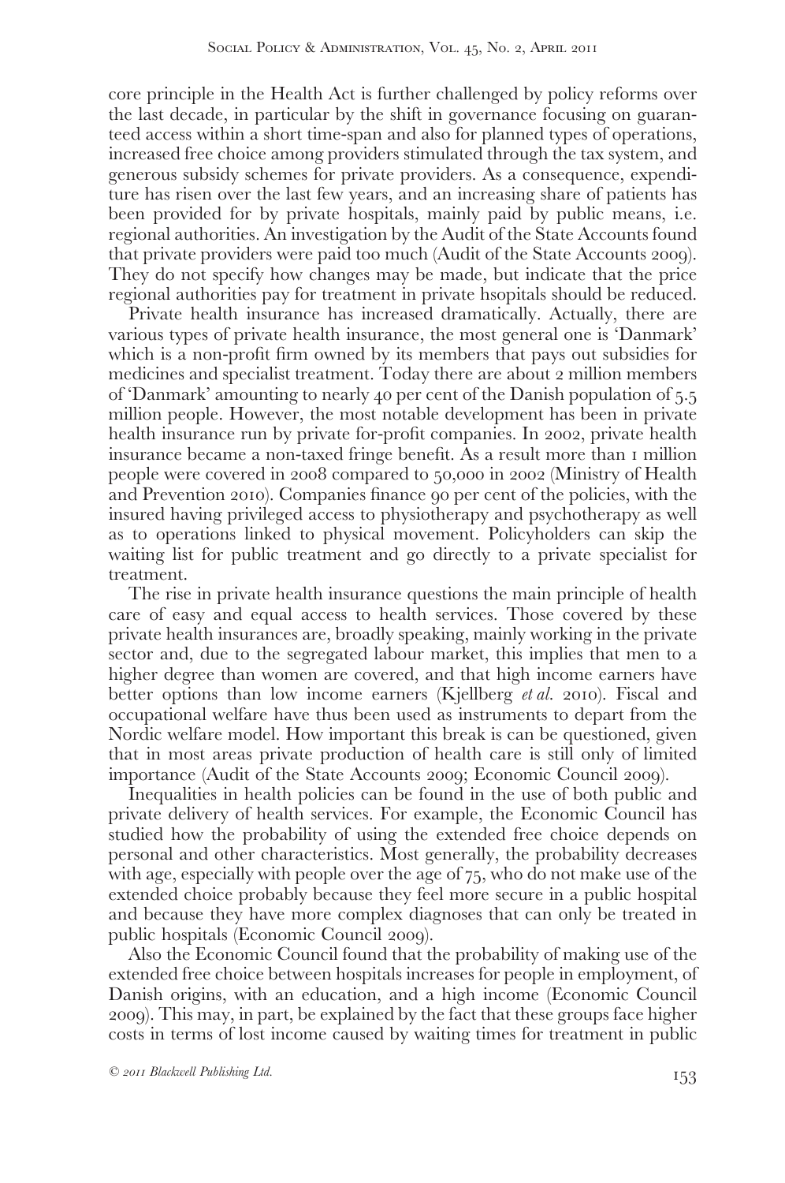core principle in the Health Act is further challenged by policy reforms over the last decade, in particular by the shift in governance focusing on guaranteed access within a short time-span and also for planned types of operations, increased free choice among providers stimulated through the tax system, and generous subsidy schemes for private providers. As a consequence, expenditure has risen over the last few years, and an increasing share of patients has been provided for by private hospitals, mainly paid by public means, i.e. regional authorities. An investigation by the Audit of the State Accounts found that private providers were paid too much (Audit of the State Accounts 2009). They do not specify how changes may be made, but indicate that the price regional authorities pay for treatment in private hsopitals should be reduced.

Private health insurance has increased dramatically. Actually, there are various types of private health insurance, the most general one is 'Danmark' which is a non-profit firm owned by its members that pays out subsidies for medicines and specialist treatment. Today there are about 2 million members of 'Danmark' amounting to nearly 40 per cent of the Danish population of 5.5 million people. However, the most notable development has been in private health insurance run by private for-profit companies. In 2002, private health insurance became a non-taxed fringe benefit. As a result more than 1 million people were covered in 2008 compared to 50,000 in 2002 (Ministry of Health and Prevention 2010). Companies finance 90 per cent of the policies, with the insured having privileged access to physiotherapy and psychotherapy as well as to operations linked to physical movement. Policyholders can skip the waiting list for public treatment and go directly to a private specialist for treatment.

The rise in private health insurance questions the main principle of health care of easy and equal access to health services. Those covered by these private health insurances are, broadly speaking, mainly working in the private sector and, due to the segregated labour market, this implies that men to a higher degree than women are covered, and that high income earners have better options than low income earners (Kjellberg *et al.* 2010). Fiscal and occupational welfare have thus been used as instruments to depart from the Nordic welfare model. How important this break is can be questioned, given that in most areas private production of health care is still only of limited importance (Audit of the State Accounts 2009; Economic Council 2009).

Inequalities in health policies can be found in the use of both public and private delivery of health services. For example, the Economic Council has studied how the probability of using the extended free choice depends on personal and other characteristics. Most generally, the probability decreases with age, especially with people over the age of 75, who do not make use of the extended choice probably because they feel more secure in a public hospital and because they have more complex diagnoses that can only be treated in public hospitals (Economic Council 2009).

Also the Economic Council found that the probability of making use of the extended free choice between hospitals increases for people in employment, of Danish origins, with an education, and a high income (Economic Council 2009). This may, in part, be explained by the fact that these groups face higher costs in terms of lost income caused by waiting times for treatment in public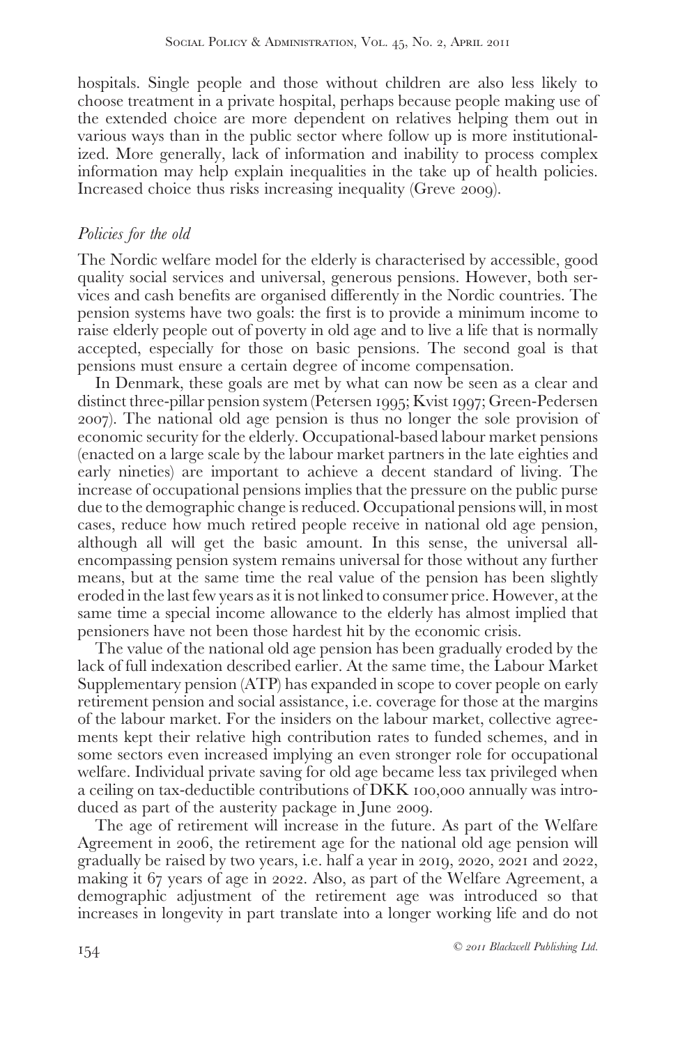hospitals. Single people and those without children are also less likely to choose treatment in a private hospital, perhaps because people making use of the extended choice are more dependent on relatives helping them out in various ways than in the public sector where follow up is more institutionalized. More generally, lack of information and inability to process complex information may help explain inequalities in the take up of health policies. Increased choice thus risks increasing inequality (Greve 2009).

### *Policies for the old*

The Nordic welfare model for the elderly is characterised by accessible, good quality social services and universal, generous pensions. However, both services and cash benefits are organised differently in the Nordic countries. The pension systems have two goals: the first is to provide a minimum income to raise elderly people out of poverty in old age and to live a life that is normally accepted, especially for those on basic pensions. The second goal is that pensions must ensure a certain degree of income compensation.

In Denmark, these goals are met by what can now be seen as a clear and distinct three-pillar pension system (Petersen 1995; Kvist 1997; Green-Pedersen 2007). The national old age pension is thus no longer the sole provision of economic security for the elderly. Occupational-based labour market pensions (enacted on a large scale by the labour market partners in the late eighties and early nineties) are important to achieve a decent standard of living. The increase of occupational pensions implies that the pressure on the public purse due to the demographic change is reduced. Occupational pensions will, in most cases, reduce how much retired people receive in national old age pension, although all will get the basic amount. In this sense, the universal all-encompassing pension system remains universal for those without any further means, but at the same time the real value of the pension has been slightly eroded in the last few years as it is not linked to consumer price. However, at the same time a special income allowance to the elderly has almost implied that pensioners have not been those hardest hit by the economic crisis.

The value of the national old age pension has been gradually eroded by the lack of full indexation described earlier. At the same time, the Labour Market Supplementary pension (ATP) has expanded in scope to cover people on early retirement pension and social assistance, i.e. coverage for those at the margins of the labour market. For the insiders on the labour market, collective agreements kept their relative high contribution rates to funded schemes, and in some sectors even increased implying an even stronger role for occupational welfare. Individual private saving for old age became less tax privileged when a ceiling on tax-deductible contributions of DKK 100,000 annually was introduced as part of the austerity package in June 2009.

The age of retirement will increase in the future. As part of the Welfare Agreement in 2006, the retirement age for the national old age pension will gradually be raised by two years, i.e. half a year in 2019, 2020, 2021 and 2022, making it 67 years of age in 2022. Also, as part of the Welfare Agreement, a demographic adjustment of the retirement age was introduced so that increases in longevity in part translate into a longer working life and do not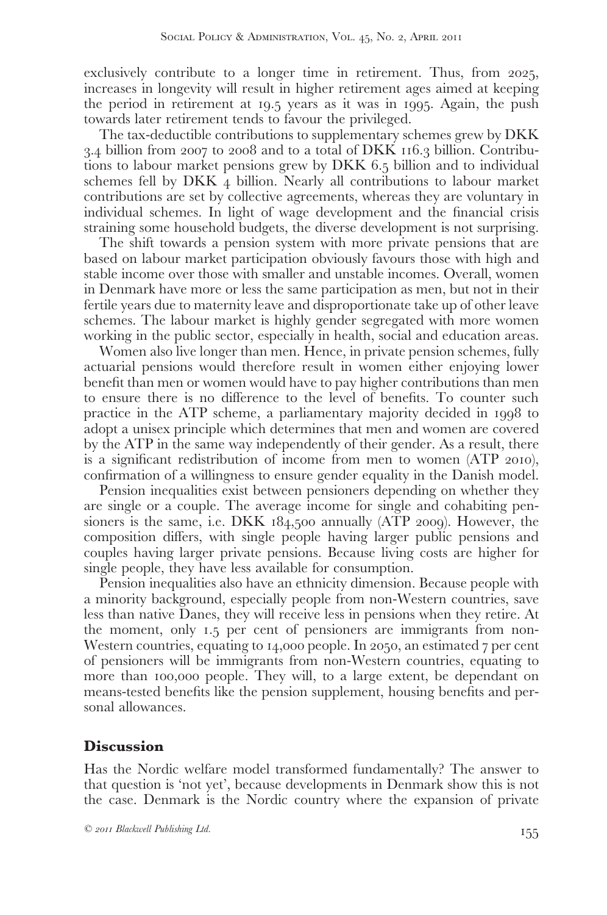exclusively contribute to a longer time in retirement. Thus, from 2025, increases in longevity will result in higher retirement ages aimed at keeping the period in retirement at 19.5 years as it was in 1995. Again, the push towards later retirement tends to favour the privileged.

The tax-deductible contributions to supplementary schemes grew by DKK 3.4 billion from 2007 to 2008 and to a total of DKK 116.3 billion. Contributions to labour market pensions grew by DKK 6.5 billion and to individual schemes fell by DKK 4 billion. Nearly all contributions to labour market contributions are set by collective agreements, whereas they are voluntary in individual schemes. In light of wage development and the financial crisis straining some household budgets, the diverse development is not surprising.

The shift towards a pension system with more private pensions that are based on labour market participation obviously favours those with high and stable income over those with smaller and unstable incomes. Overall, women in Denmark have more or less the same participation as men, but not in their fertile years due to maternity leave and disproportionate take up of other leave schemes. The labour market is highly gender segregated with more women working in the public sector, especially in health, social and education areas.

Women also live longer than men. Hence, in private pension schemes, fully actuarial pensions would therefore result in women either enjoying lower benefit than men or women would have to pay higher contributions than men to ensure there is no difference to the level of benefits. To counter such practice in the ATP scheme, a parliamentary majority decided in 1998 to adopt a unisex principle which determines that men and women are covered by the ATP in the same way independently of their gender. As a result, there is a significant redistribution of income from men to women (ATP 2010), confirmation of a willingness to ensure gender equality in the Danish model.

Pension inequalities exist between pensioners depending on whether they are single or a couple. The average income for single and cohabiting pensioners is the same, i.e. DKK 184,500 annually (ATP 2009). However, the composition differs, with single people having larger public pensions and couples having larger private pensions. Because living costs are higher for single people, they have less available for consumption.

Pension inequalities also have an ethnicity dimension. Because people with a minority background, especially people from non-Western countries, save less than native Danes, they will receive less in pensions when they retire. At the moment, only 1.5 per cent of pensioners are immigrants from non-Western countries, equating to 14,000 people. In 2050, an estimated 7 per cent of pensioners will be immigrants from non-Western countries, equating to more than 100,000 people. They will, to a large extent, be dependant on means-tested benefits like the pension supplement, housing benefits and personal allowances.

## Discussion

Has the Nordic welfare model transformed fundamentally? The answer to that question is 'not yet', because developments in Denmark show this is not the case. Denmark is the Nordic country where the expansion of private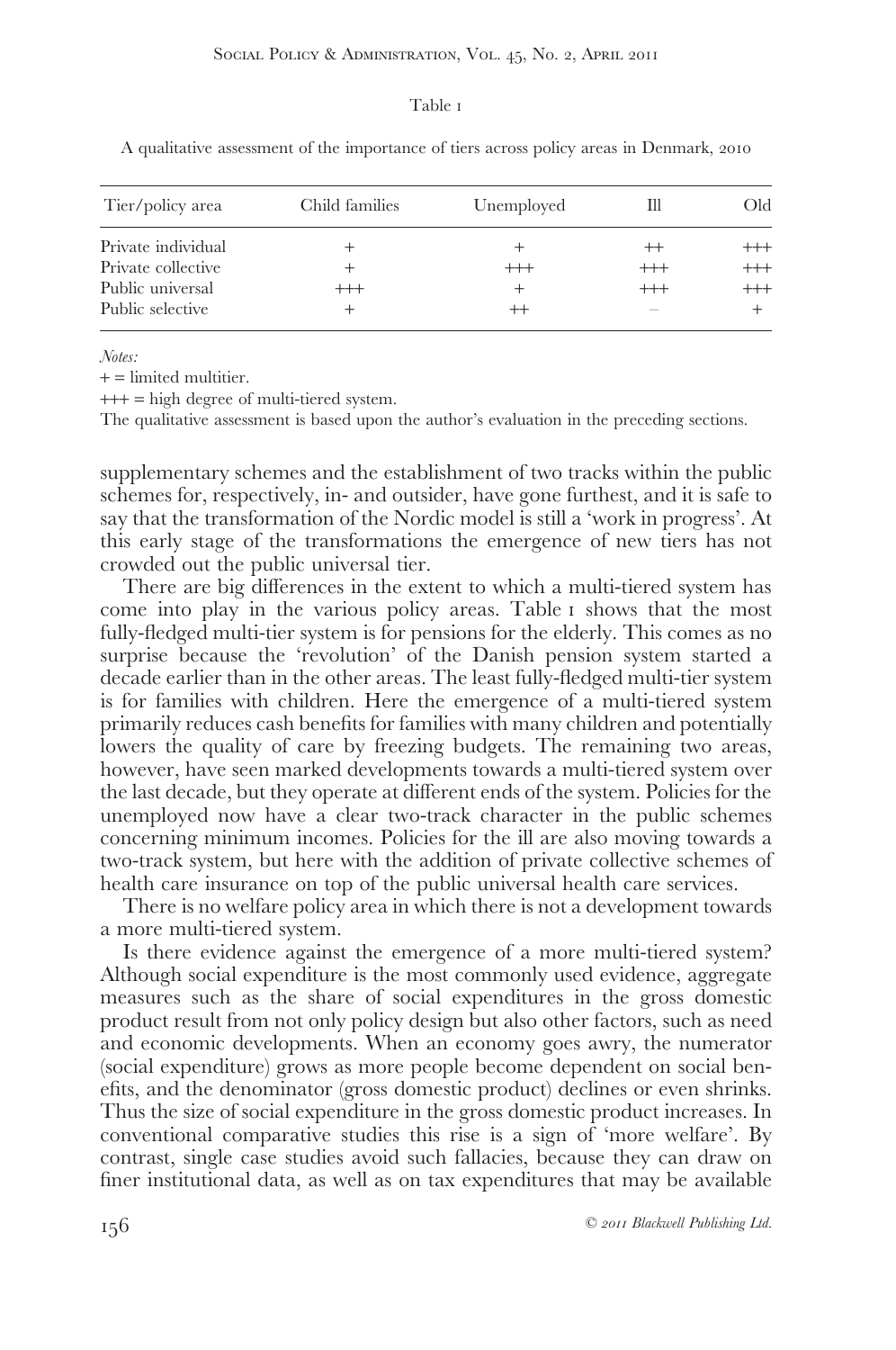Table 1

A qualitative assessment of the importance of tiers across policy areas in Denmark, 2010

| Tier/policy area | Child families | Unemployed | Ill | Old |
|---|---|---|---|---|
| Private individual | + | + | ++ | +++ |
| Private collective | + | +++ | +++ | +++ |
| Public universal | +++ | + | +++ | +++ |
| Public selective | + | ++ | – | + |

*Notes:*

+ = limited multitier.

+++ = high degree of multi-tiered system.

The qualitative assessment is based upon the author's evaluation in the preceding sections.

supplementary schemes and the establishment of two tracks within the public schemes for, respectively, in- and outsider, have gone furthest, and it is safe to say that the transformation of the Nordic model is still a 'work in progress'. At this early stage of the transformations the emergence of new tiers has not crowded out the public universal tier.

There are big differences in the extent to which a multi-tiered system has come into play in the various policy areas. Table 1 shows that the most fully-fledged multi-tier system is for pensions for the elderly. This comes as no surprise because the 'revolution' of the Danish pension system started a decade earlier than in the other areas. The least fully-fledged multi-tier system is for families with children. Here the emergence of a multi-tiered system primarily reduces cash benefits for families with many children and potentially lowers the quality of care by freezing budgets. The remaining two areas, however, have seen marked developments towards a multi-tiered system over the last decade, but they operate at different ends of the system. Policies for the unemployed now have a clear two-track character in the public schemes concerning minimum incomes. Policies for the ill are also moving towards a two-track system, but here with the addition of private collective schemes of health care insurance on top of the public universal health care services.

There is no welfare policy area in which there is not a development towards a more multi-tiered system.

Is there evidence against the emergence of a more multi-tiered system? Although social expenditure is the most commonly used evidence, aggregate measures such as the share of social expenditures in the gross domestic product result from not only policy design but also other factors, such as need and economic developments. When an economy goes awry, the numerator (social expenditure) grows as more people become dependent on social benefits, and the denominator (gross domestic product) declines or even shrinks. Thus the size of social expenditure in the gross domestic product increases. In conventional comparative studies this rise is a sign of 'more welfare'. By contrast, single case studies avoid such fallacies, because they can draw on finer institutional data, as well as on tax expenditures that may be available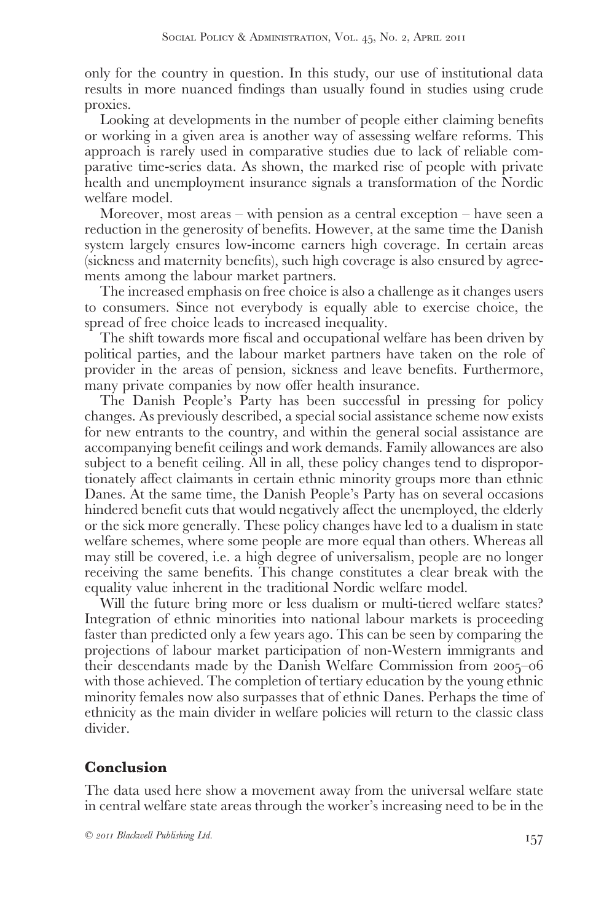only for the country in question. In this study, our use of institutional data results in more nuanced findings than usually found in studies using crude proxies.

Looking at developments in the number of people either claiming benefits or working in a given area is another way of assessing welfare reforms. This approach is rarely used in comparative studies due to lack of reliable comparative time-series data. As shown, the marked rise of people with private health and unemployment insurance signals a transformation of the Nordic welfare model.

Moreover, most areas – with pension as a central exception – have seen a reduction in the generosity of benefits. However, at the same time the Danish system largely ensures low-income earners high coverage. In certain areas (sickness and maternity benefits), such high coverage is also ensured by agreements among the labour market partners.

The increased emphasis on free choice is also a challenge as it changes users to consumers. Since not everybody is equally able to exercise choice, the spread of free choice leads to increased inequality.

The shift towards more fiscal and occupational welfare has been driven by political parties, and the labour market partners have taken on the role of provider in the areas of pension, sickness and leave benefits. Furthermore, many private companies by now offer health insurance.

The Danish People's Party has been successful in pressing for policy changes. As previously described, a special social assistance scheme now exists for new entrants to the country, and within the general social assistance are accompanying benefit ceilings and work demands. Family allowances are also subject to a benefit ceiling. All in all, these policy changes tend to disproportionately affect claimants in certain ethnic minority groups more than ethnic Danes. At the same time, the Danish People's Party has on several occasions hindered benefit cuts that would negatively affect the unemployed, the elderly or the sick more generally. These policy changes have led to a dualism in state welfare schemes, where some people are more equal than others. Whereas all may still be covered, i.e. a high degree of universalism, people are no longer receiving the same benefits. This change constitutes a clear break with the equality value inherent in the traditional Nordic welfare model.

Will the future bring more or less dualism or multi-tiered welfare states? Integration of ethnic minorities into national labour markets is proceeding faster than predicted only a few years ago. This can be seen by comparing the projections of labour market participation of non-Western immigrants and their descendants made by the Danish Welfare Commission from 2005–06 with those achieved. The completion of tertiary education by the young ethnic minority females now also surpasses that of ethnic Danes. Perhaps the time of ethnicity as the main divider in welfare policies will return to the classic class divider.

## Conclusion

The data used here show a movement away from the universal welfare state in central welfare state areas through the worker's increasing need to be in the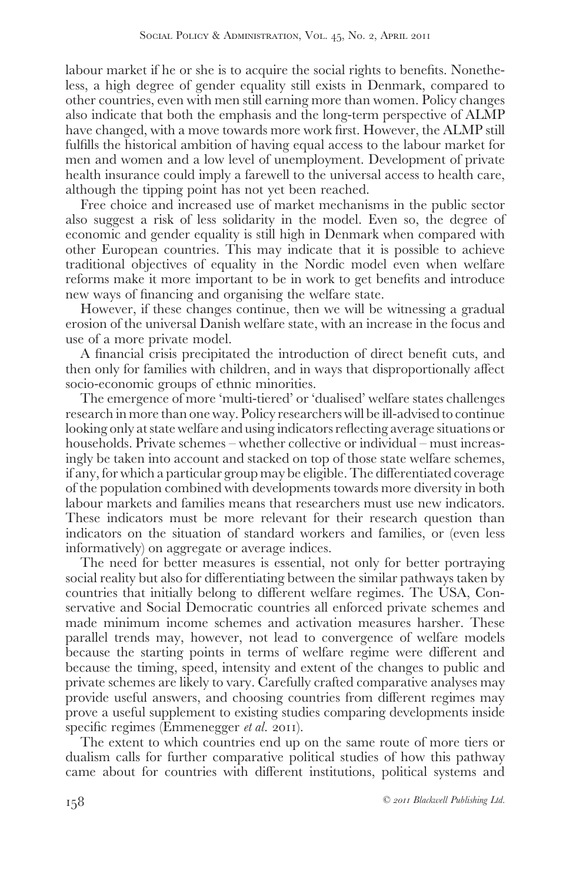labour market if he or she is to acquire the social rights to benefits. Nonetheless, a high degree of gender equality still exists in Denmark, compared to other countries, even with men still earning more than women. Policy changes also indicate that both the emphasis and the long-term perspective of ALMP have changed, with a move towards more work first. However, the ALMP still fulfills the historical ambition of having equal access to the labour market for men and women and a low level of unemployment. Development of private health insurance could imply a farewell to the universal access to health care, although the tipping point has not yet been reached.

Free choice and increased use of market mechanisms in the public sector also suggest a risk of less solidarity in the model. Even so, the degree of economic and gender equality is still high in Denmark when compared with other European countries. This may indicate that it is possible to achieve traditional objectives of equality in the Nordic model even when welfare reforms make it more important to be in work to get benefits and introduce new ways of financing and organising the welfare state.

However, if these changes continue, then we will be witnessing a gradual erosion of the universal Danish welfare state, with an increase in the focus and use of a more private model.

A financial crisis precipitated the introduction of direct benefit cuts, and then only for families with children, and in ways that disproportionally affect socio-economic groups of ethnic minorities.

The emergence of more 'multi-tiered' or 'dualised' welfare states challenges research in more than one way. Policy researchers will be ill-advised to continue looking only at state welfare and using indicators reflecting average situations or households. Private schemes – whether collective or individual – must increasingly be taken into account and stacked on top of those state welfare schemes, if any, for which a particular group may be eligible. The differentiated coverage of the population combined with developments towards more diversity in both labour markets and families means that researchers must use new indicators. These indicators must be more relevant for their research question than indicators on the situation of standard workers and families, or (even less informatively) on aggregate or average indices.

The need for better measures is essential, not only for better portraying social reality but also for differentiating between the similar pathways taken by countries that initially belong to different welfare regimes. The USA, Conservative and Social Democratic countries all enforced private schemes and made minimum income schemes and activation measures harsher. These parallel trends may, however, not lead to convergence of welfare models because the starting points in terms of welfare regime were different and because the timing, speed, intensity and extent of the changes to public and private schemes are likely to vary. Carefully crafted comparative analyses may provide useful answers, and choosing countries from different regimes may prove a useful supplement to existing studies comparing developments inside specific regimes (Emmenegger *et al.* 2011).

The extent to which countries end up on the same route of more tiers or dualism calls for further comparative political studies of how this pathway came about for countries with different institutions, political systems and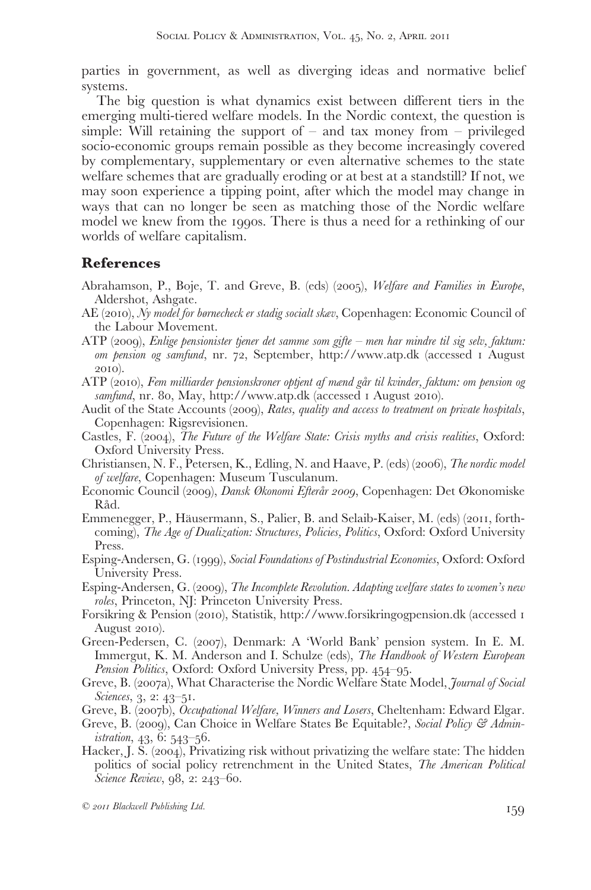parties in government, as well as diverging ideas and normative belief systems.

The big question is what dynamics exist between different tiers in the emerging multi-tiered welfare models. In the Nordic context, the question is simple: Will retaining the support of – and tax money from – privileged socio-economic groups remain possible as they become increasingly covered by complementary, supplementary or even alternative schemes to the state welfare schemes that are gradually eroding or at best at a standstill? If not, we may soon experience a tipping point, after which the model may change in ways that can no longer be seen as matching those of the Nordic welfare model we knew from the 1990s. There is thus a need for a rethinking of our worlds of welfare capitalism.

## References

Abrahamson, P., Boje, T. and Greve, B. (eds) (2005), *Welfare and Families in Europe*, Aldershot, Ashgate.

AE (2010), *Ny model for børnecheck er stadig socialt skæv*, Copenhagen: Economic Council of the Labour Movement.

ATP (2009), *Enlige pensionister tjener det samme som gifte – men har mindre til sig selv, faktum: om pension og samfund*, nr. 72, September, http://www.atp.dk (accessed 1 August 2010).

ATP (2010), *Fem milliarder pensionskroner optjent af mænd går til kvinder, faktum: om pension og samfund*, nr. 80, May, http://www.atp.dk (accessed 1 August 2010).

Audit of the State Accounts (2009), *Rates, quality and access to treatment on private hospitals*, Copenhagen: Rigsrevisionen.

Castles, F. (2004), *The Future of the Welfare State: Crisis myths and crisis realities*, Oxford: Oxford University Press.

Christiansen, N. F., Petersen, K., Edling, N. and Haave, P. (eds) (2006), *The nordic model of welfare*, Copenhagen: Museum Tusculanum.

Economic Council (2009), *Dansk Økonomi Efterår 2009*, Copenhagen: Det Økonomiske Råd.

Emmenegger, P., Häusermann, S., Palier, B. and Selaib-Kaiser, M. (eds) (2011, forthcoming), *The Age of Dualization: Structures, Policies, Politics*, Oxford: Oxford University Press.

Esping-Andersen, G. (1999), *Social Foundations of Postindustrial Economies*, Oxford: Oxford University Press.

Esping-Andersen, G. (2009), *The Incomplete Revolution. Adapting welfare states to women's new roles*, Princeton, NJ: Princeton University Press.

Forsikring & Pension (2010), Statistik, http://www.forsikringogpension.dk (accessed 1 August 2010).

Green-Pedersen, C. (2007), Denmark: A 'World Bank' pension system. In E. M. Immergut, K. M. Anderson and I. Schulze (eds), *The Handbook of Western European Pension Politics*, Oxford: Oxford University Press, pp. 454–95.

Greve, B. (2007a), What Characterise the Nordic Welfare State Model, *Journal of Social Sciences*, 3, 2: 43–51.

Greve, B. (2007b), *Occupational Welfare, Winners and Losers*, Cheltenham: Edward Elgar.

Greve, B. (2009), Can Choice in Welfare States Be Equitable?, *Social Policy & Administration*, 43, 6: 543–56.

Hacker, J. S. (2004), Privatizing risk without privatizing the welfare state: The hidden politics of social policy retrenchment in the United States, *The American Political Science Review*, 98, 2: 243–60.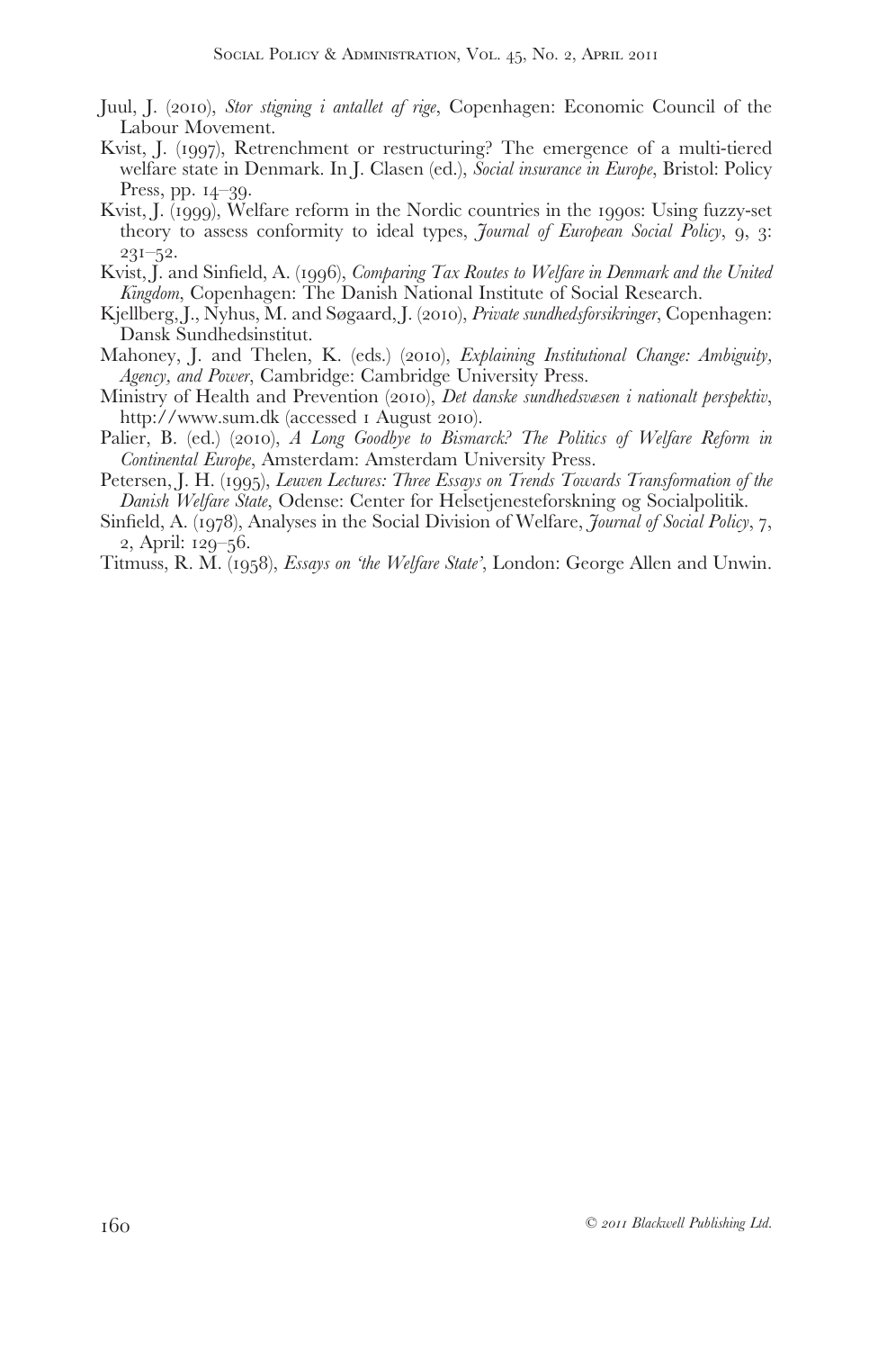Juul, J. (2010), *Stor stigning i antallet af rige*, Copenhagen: Economic Council of the Labour Movement.

Kvist, J. (1997), Retrenchment or restructuring? The emergence of a multi-tiered welfare state in Denmark. In J. Clasen (ed.), *Social insurance in Europe*, Bristol: Policy Press, pp. 14–39.

Kvist, J. (1999), Welfare reform in the Nordic countries in the 1990s: Using fuzzy-set theory to assess conformity to ideal types, *Journal of European Social Policy*, 9, 3: 231–52.

Kvist, J. and Sinfield, A. (1996), *Comparing Tax Routes to Welfare in Denmark and the United Kingdom*, Copenhagen: The Danish National Institute of Social Research.

Kjellberg, J., Nyhus, M. and Søgaard, J. (2010), *Private sundhedsforsikringer*, Copenhagen: Dansk Sundhedsinstitut.

Mahoney, J. and Thelen, K. (eds.) (2010), *Explaining Institutional Change: Ambiguity, Agency, and Power*, Cambridge: Cambridge University Press.

Ministry of Health and Prevention (2010), *Det danske sundhedsvæsen i nationalt perspektiv*, http://www.sum.dk (accessed 1 August 2010).

Palier, B. (ed.) (2010), *A Long Goodbye to Bismarck? The Politics of Welfare Reform in Continental Europe*, Amsterdam: Amsterdam University Press.

Petersen, J. H. (1995), *Leuven Lectures: Three Essays on Trends Towards Transformation of the Danish Welfare State*, Odense: Center for Helsetjenesteforskning og Socialpolitik.

Sinfield, A. (1978), Analyses in the Social Division of Welfare, *Journal of Social Policy*, 7, 2, April: 129–56.

Titmuss, R. M. (1958), *Essays on 'the Welfare State'*, London: George Allen and Unwin.